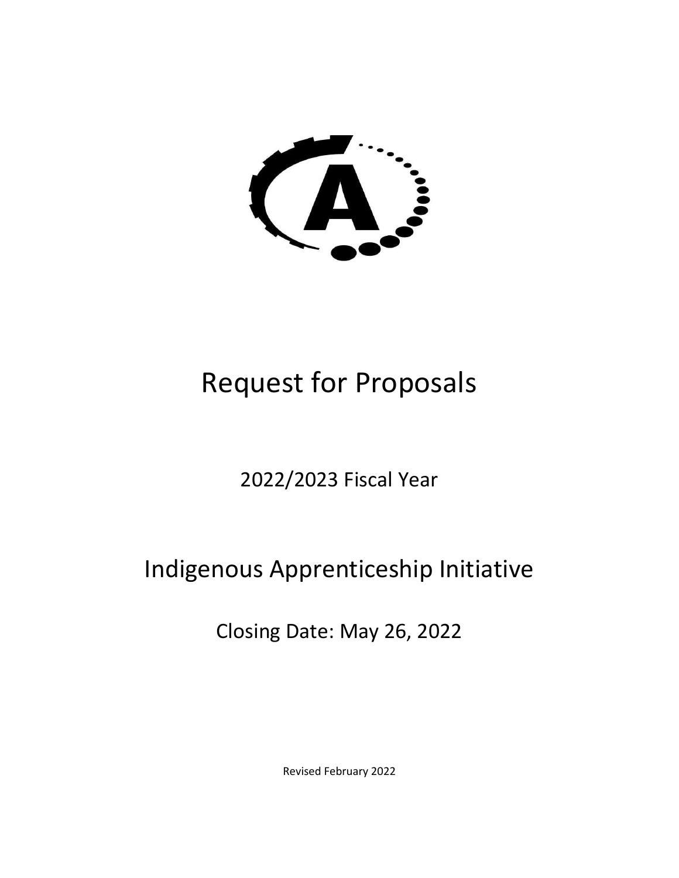# Request for Proposals

2022/2023 Fiscal Year

## Indigenous Apprenticeship Initiative

Closing Date: May 26, 2022

Revised February 2022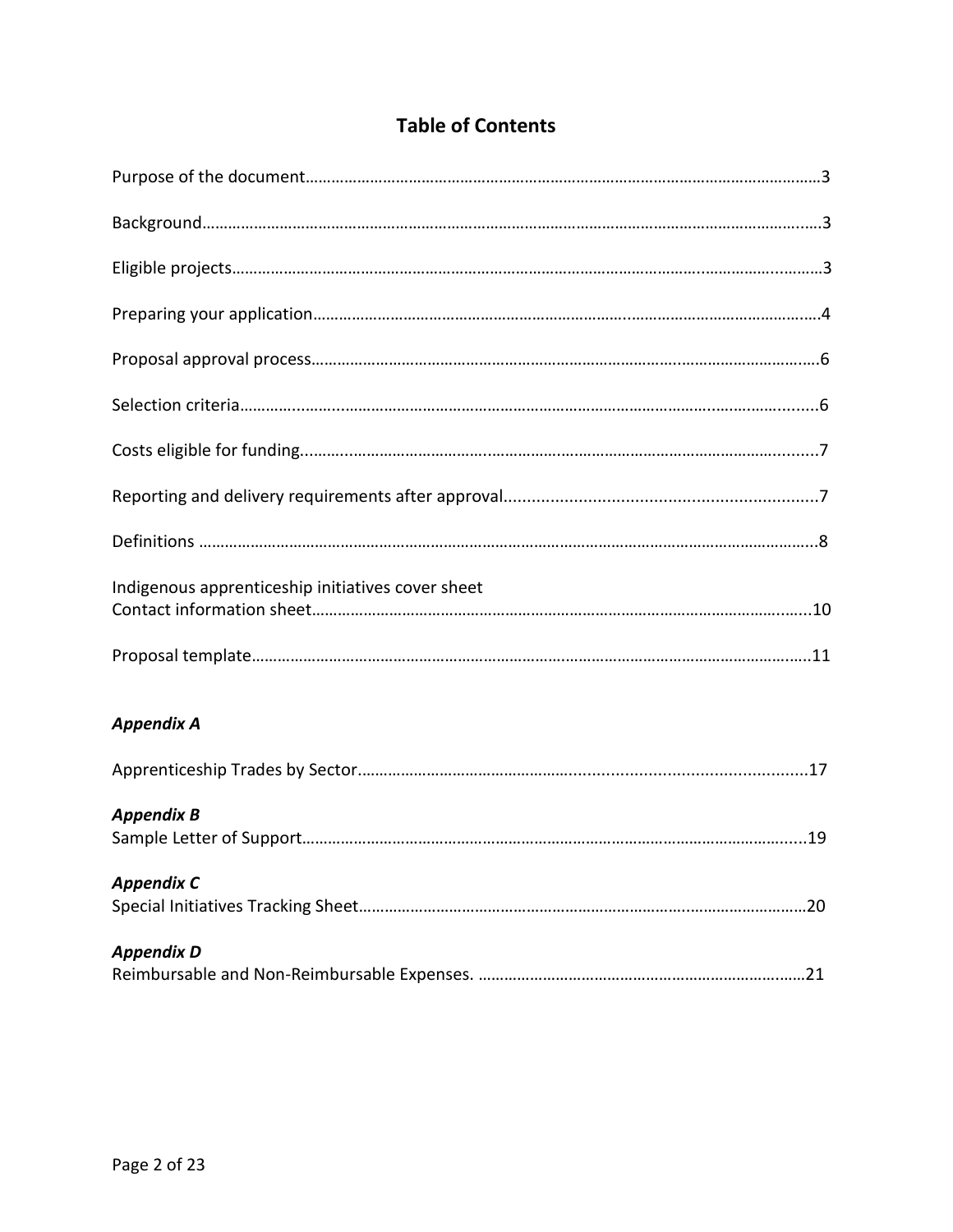# Table of Contents

Purpose of the document……………………………………………………………………………………………………3

Background………………………………………………………………………………………………………………….3

Eligible projects…………………………………………………………………………………………………………….3

Preparing your application…………………………………………………………………………………………….4

Proposal approval process……………………………………………………………………………………………..6

Selection criteria……………………………………………………………………………………………………………6

Costs eligible for funding…………………………………………………………………………………………………7

Reporting and delivery requirements after approval……………………………………………………………7

Definitions ……………………………………………………………………………………………………………………8

Indigenous apprenticeship initiatives cover sheet
Contact information sheet………………………………………………………………………………………………10

Proposal template…………………………………………………………………………………………………………11

***Appendix A***

Apprenticeship Trades by Sector……………………………………………………………………………………17

***Appendix B***
Sample Letter of Support………………………………………………………………………………………………19

***Appendix C***
Special Initiatives Tracking Sheet……………………………………………………………………………………20

***Appendix D***
Reimbursable and Non-Reimbursable Expenses. …………………………………………………………………21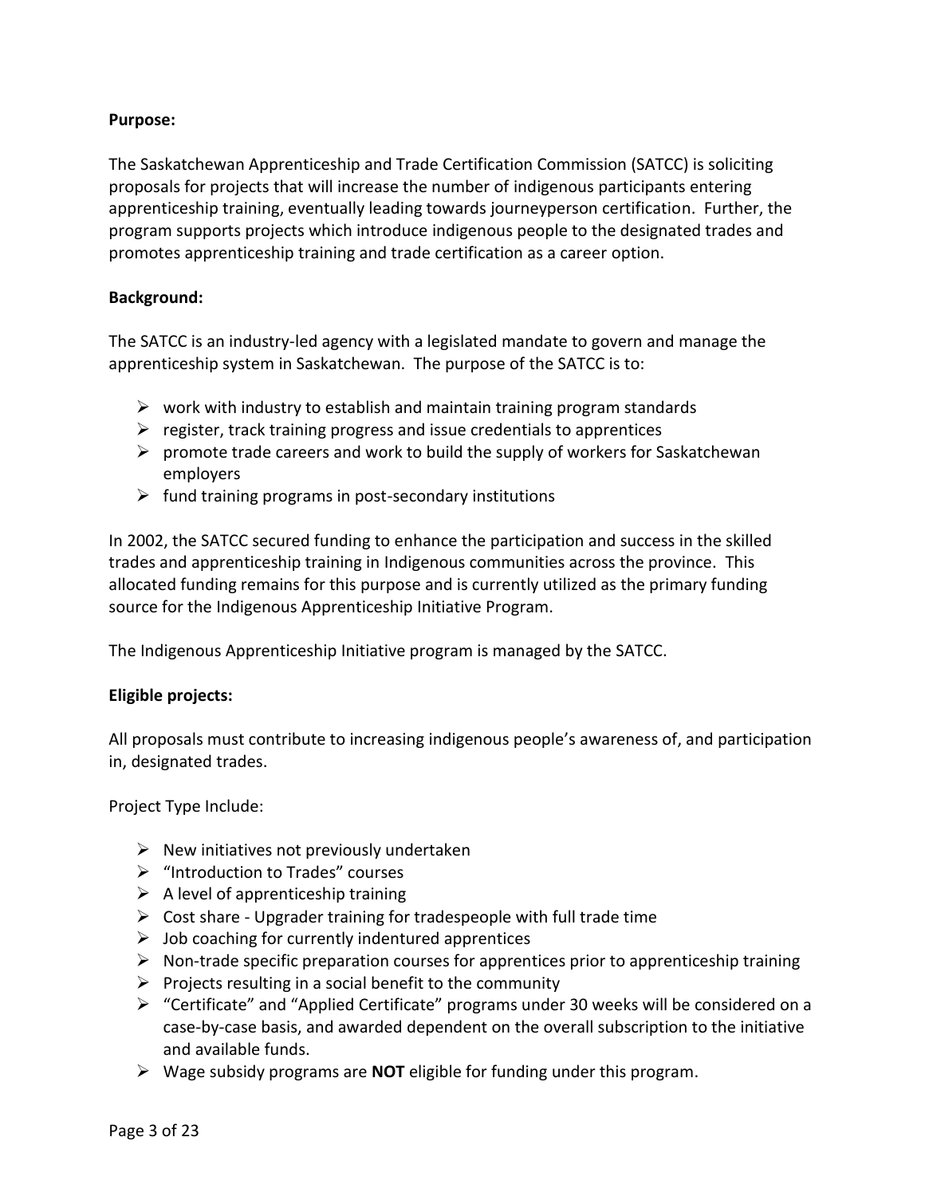**Purpose:**

The Saskatchewan Apprenticeship and Trade Certification Commission (SATCC) is soliciting proposals for projects that will increase the number of indigenous participants entering apprenticeship training, eventually leading towards journeyperson certification. Further, the program supports projects which introduce indigenous people to the designated trades and promotes apprenticeship training and trade certification as a career option.

**Background:**

The SATCC is an industry-led agency with a legislated mandate to govern and manage the apprenticeship system in Saskatchewan. The purpose of the SATCC is to:

- work with industry to establish and maintain training program standards
- register, track training progress and issue credentials to apprentices
- promote trade careers and work to build the supply of workers for Saskatchewan employers
- fund training programs in post-secondary institutions

In 2002, the SATCC secured funding to enhance the participation and success in the skilled trades and apprenticeship training in Indigenous communities across the province. This allocated funding remains for this purpose and is currently utilized as the primary funding source for the Indigenous Apprenticeship Initiative Program.

The Indigenous Apprenticeship Initiative program is managed by the SATCC.

**Eligible projects:**

All proposals must contribute to increasing indigenous people's awareness of, and participation in, designated trades.

Project Type Include:

- New initiatives not previously undertaken
- "Introduction to Trades" courses
- A level of apprenticeship training
- Cost share - Upgrader training for tradespeople with full trade time
- Job coaching for currently indentured apprentices
- Non-trade specific preparation courses for apprentices prior to apprenticeship training
- Projects resulting in a social benefit to the community
- "Certificate" and "Applied Certificate" programs under 30 weeks will be considered on a case-by-case basis, and awarded dependent on the overall subscription to the initiative and available funds.
- Wage subsidy programs are **NOT** eligible for funding under this program.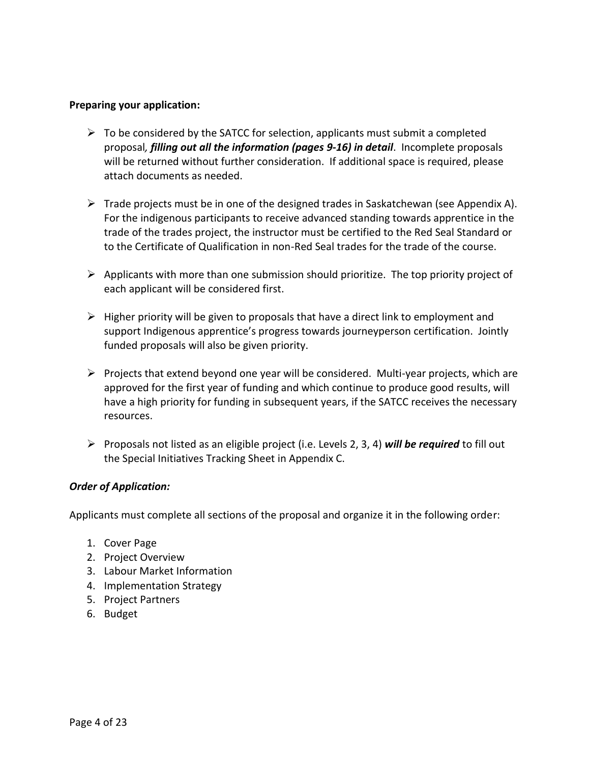**Preparing your application:**

- To be considered by the SATCC for selection, applicants must submit a completed proposal***, filling out all the information (pages 9-16) in detail***. Incomplete proposals will be returned without further consideration. If additional space is required, please attach documents as needed.
- Trade projects must be in one of the designed trades in Saskatchewan (see Appendix A). For the indigenous participants to receive advanced standing towards apprentice in the trade of the trades project, the instructor must be certified to the Red Seal Standard or to the Certificate of Qualification in non-Red Seal trades for the trade of the course.
- Applicants with more than one submission should prioritize. The top priority project of each applicant will be considered first.
- Higher priority will be given to proposals that have a direct link to employment and support Indigenous apprentice's progress towards journeyperson certification. Jointly funded proposals will also be given priority.
- Projects that extend beyond one year will be considered. Multi-year projects, which are approved for the first year of funding and which continue to produce good results, will have a high priority for funding in subsequent years, if the SATCC receives the necessary resources.
- Proposals not listed as an eligible project (i.e. Levels 2, 3, 4) ***will be required*** to fill out the Special Initiatives Tracking Sheet in Appendix C.

***Order of Application:***

Applicants must complete all sections of the proposal and organize it in the following order:

1. Cover Page
2. Project Overview
3. Labour Market Information
4. Implementation Strategy
5. Project Partners
6. Budget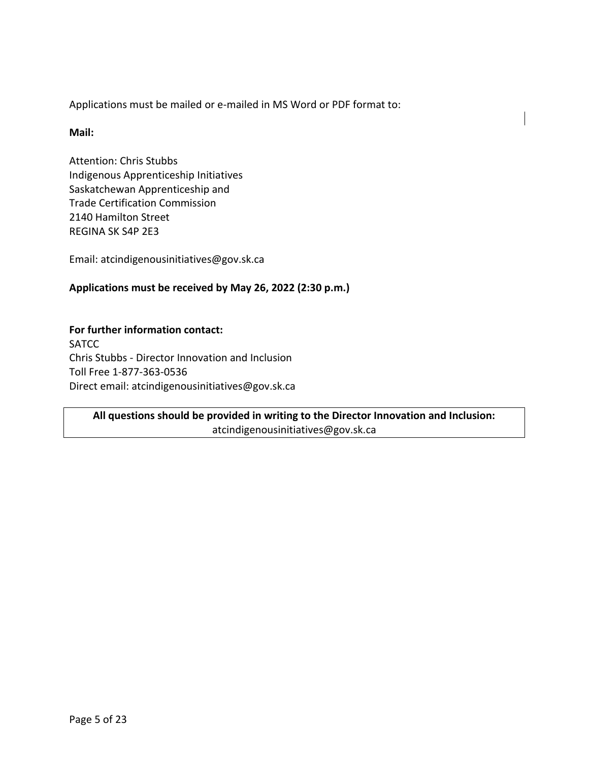Applications must be mailed or e-mailed in MS Word or PDF format to:

**Mail:**

Attention: Chris Stubbs  
Indigenous Apprenticeship Initiatives  
Saskatchewan Apprenticeship and  
Trade Certification Commission  
2140 Hamilton Street  
REGINA SK S4P 2E3

Email: atcindigenousinitiatives@gov.sk.ca

**Applications must be received by May 26, 2022 (2:30 p.m.)**

**For further information contact:**  
SATCC  
Chris Stubbs - Director Innovation and Inclusion  
Toll Free 1-877-363-0536  
Direct email: atcindigenousinitiatives@gov.sk.ca

**All questions should be provided in writing to the Director Innovation and Inclusion:**  
atcindigenousinitiatives@gov.sk.ca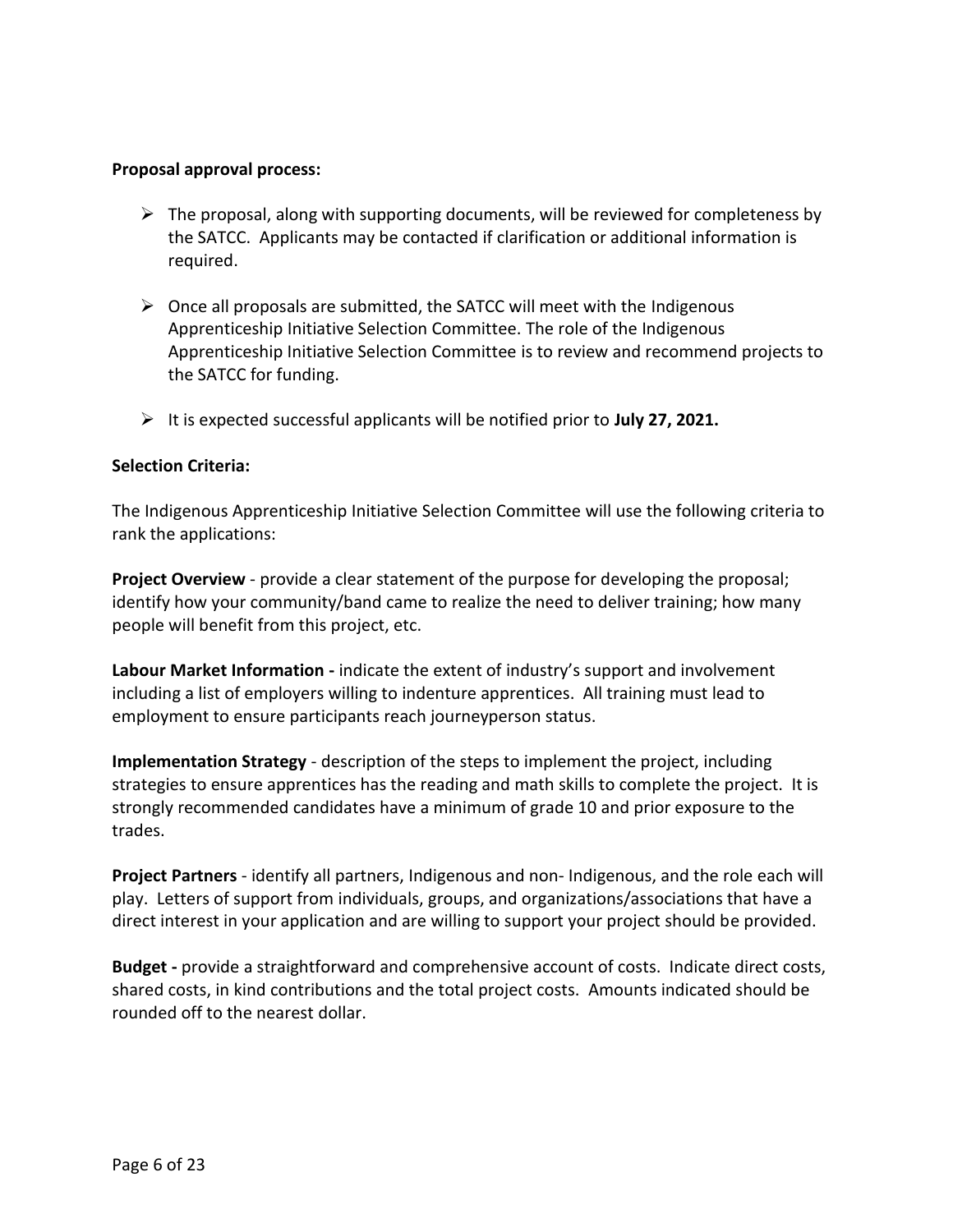**Proposal approval process:**

- The proposal, along with supporting documents, will be reviewed for completeness by the SATCC. Applicants may be contacted if clarification or additional information is required.

- Once all proposals are submitted, the SATCC will meet with the Indigenous Apprenticeship Initiative Selection Committee. The role of the Indigenous Apprenticeship Initiative Selection Committee is to review and recommend projects to the SATCC for funding.

- It is expected successful applicants will be notified prior to **July 27, 2021.**

**Selection Criteria:**

The Indigenous Apprenticeship Initiative Selection Committee will use the following criteria to rank the applications:

**Project Overview** - provide a clear statement of the purpose for developing the proposal; identify how your community/band came to realize the need to deliver training; how many people will benefit from this project, etc.

**Labour Market Information -** indicate the extent of industry's support and involvement including a list of employers willing to indenture apprentices. All training must lead to employment to ensure participants reach journeyperson status.

**Implementation Strategy** - description of the steps to implement the project, including strategies to ensure apprentices has the reading and math skills to complete the project. It is strongly recommended candidates have a minimum of grade 10 and prior exposure to the trades.

**Project Partners** - identify all partners, Indigenous and non- Indigenous, and the role each will play. Letters of support from individuals, groups, and organizations/associations that have a direct interest in your application and are willing to support your project should be provided.

**Budget -** provide a straightforward and comprehensive account of costs. Indicate direct costs, shared costs, in kind contributions and the total project costs. Amounts indicated should be rounded off to the nearest dollar.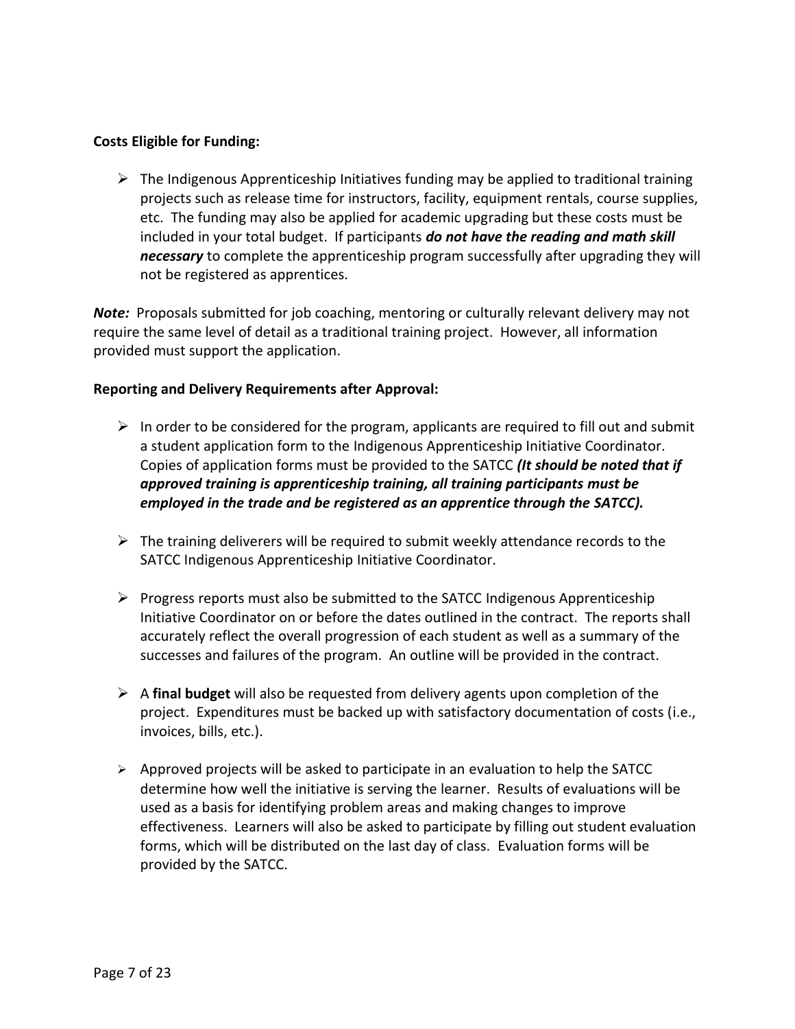**Costs Eligible for Funding:**

- The Indigenous Apprenticeship Initiatives funding may be applied to traditional training projects such as release time for instructors, facility, equipment rentals, course supplies, etc. The funding may also be applied for academic upgrading but these costs must be included in your total budget. If participants ***do not have the reading and math skill necessary*** to complete the apprenticeship program successfully after upgrading they will not be registered as apprentices.

***Note:*** Proposals submitted for job coaching, mentoring or culturally relevant delivery may not require the same level of detail as a traditional training project. However, all information provided must support the application.

**Reporting and Delivery Requirements after Approval:**

- In order to be considered for the program, applicants are required to fill out and submit a student application form to the Indigenous Apprenticeship Initiative Coordinator. Copies of application forms must be provided to the SATCC ***(It should be noted that if approved training is apprenticeship training, all training participants must be employed in the trade and be registered as an apprentice through the SATCC).***

- The training deliverers will be required to submit weekly attendance records to the SATCC Indigenous Apprenticeship Initiative Coordinator.

- Progress reports must also be submitted to the SATCC Indigenous Apprenticeship Initiative Coordinator on or before the dates outlined in the contract. The reports shall accurately reflect the overall progression of each student as well as a summary of the successes and failures of the program. An outline will be provided in the contract.

- A **final budget** will also be requested from delivery agents upon completion of the project. Expenditures must be backed up with satisfactory documentation of costs (i.e., invoices, bills, etc.).

- Approved projects will be asked to participate in an evaluation to help the SATCC determine how well the initiative is serving the learner. Results of evaluations will be used as a basis for identifying problem areas and making changes to improve effectiveness. Learners will also be asked to participate by filling out student evaluation forms, which will be distributed on the last day of class. Evaluation forms will be provided by the SATCC.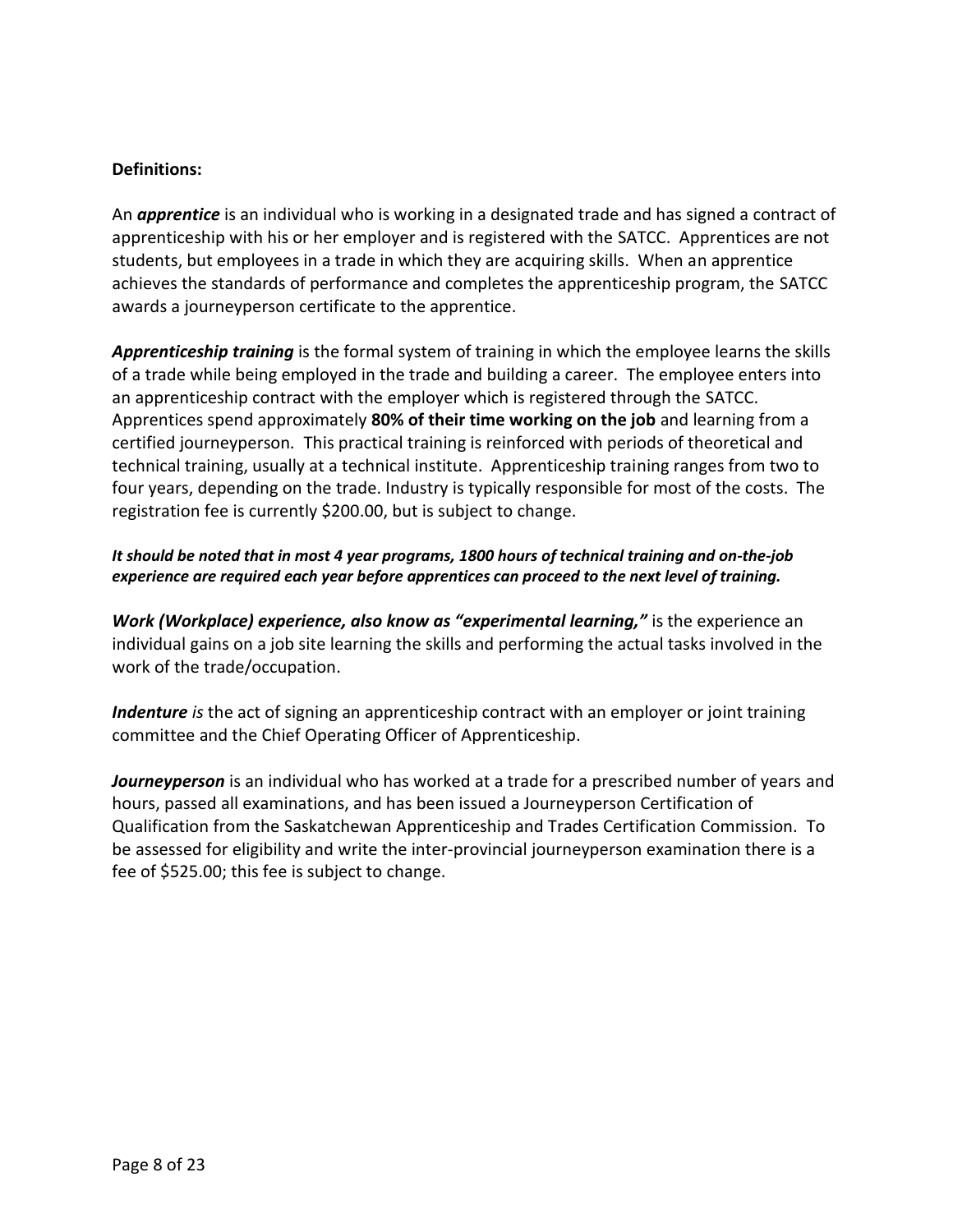**Definitions:**

An ***apprentice*** is an individual who is working in a designated trade and has signed a contract of apprenticeship with his or her employer and is registered with the SATCC. Apprentices are not students, but employees in a trade in which they are acquiring skills. When an apprentice achieves the standards of performance and completes the apprenticeship program, the SATCC awards a journeyperson certificate to the apprentice.

***Apprenticeship training*** is the formal system of training in which the employee learns the skills of a trade while being employed in the trade and building a career. The employee enters into an apprenticeship contract with the employer which is registered through the SATCC. Apprentices spend approximately **80% of their time working on the job** and learning from a certified journeyperson. This practical training is reinforced with periods of theoretical and technical training, usually at a technical institute. Apprenticeship training ranges from two to four years, depending on the trade. Industry is typically responsible for most of the costs. The registration fee is currently $200.00, but is subject to change.

***It should be noted that in most 4 year programs, 1800 hours of technical training and on-the-job experience are required each year before apprentices can proceed to the next level of training.***

***Work (Workplace) experience, also know as "experimental learning,"*** is the experience an individual gains on a job site learning the skills and performing the actual tasks involved in the work of the trade/occupation.

***Indenture*** *is* the act of signing an apprenticeship contract with an employer or joint training committee and the Chief Operating Officer of Apprenticeship.

***Journeyperson*** is an individual who has worked at a trade for a prescribed number of years and hours, passed all examinations, and has been issued a Journeyperson Certification of Qualification from the Saskatchewan Apprenticeship and Trades Certification Commission. To be assessed for eligibility and write the inter-provincial journeyperson examination there is a fee of $525.00; this fee is subject to change.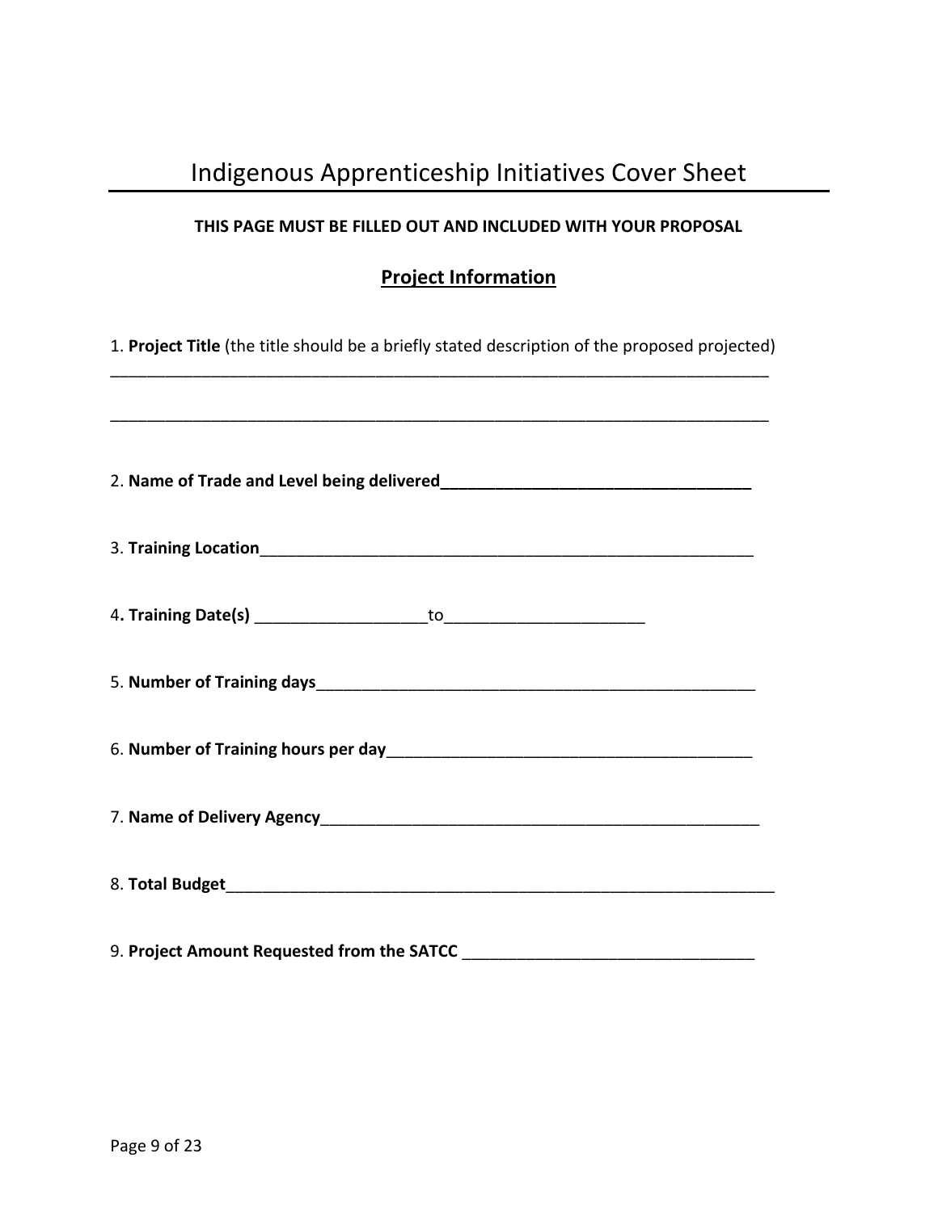# Indigenous Apprenticeship Initiatives Cover Sheet

**THIS PAGE MUST BE FILLED OUT AND INCLUDED WITH YOUR PROPOSAL**

## Project Information

1. **Project Title** (the title should be a briefly stated description of the proposed projected)
_____________________________________________________________________________

_____________________________________________________________________________

2. **Name of Trade and Level being delivered** ___________________________________

3. **Training Location** _______________________________________________________

4. **Training Date(s)** ___________________ to ______________________

5. **Number of Training days** __________________________________________________

6. **Number of Training hours per day** __________________________________________

7. **Name of Delivery Agency** _________________________________________________

8. **Total Budget** ____________________________________________________________

9. **Project Amount Requested from the SATCC** ________________________________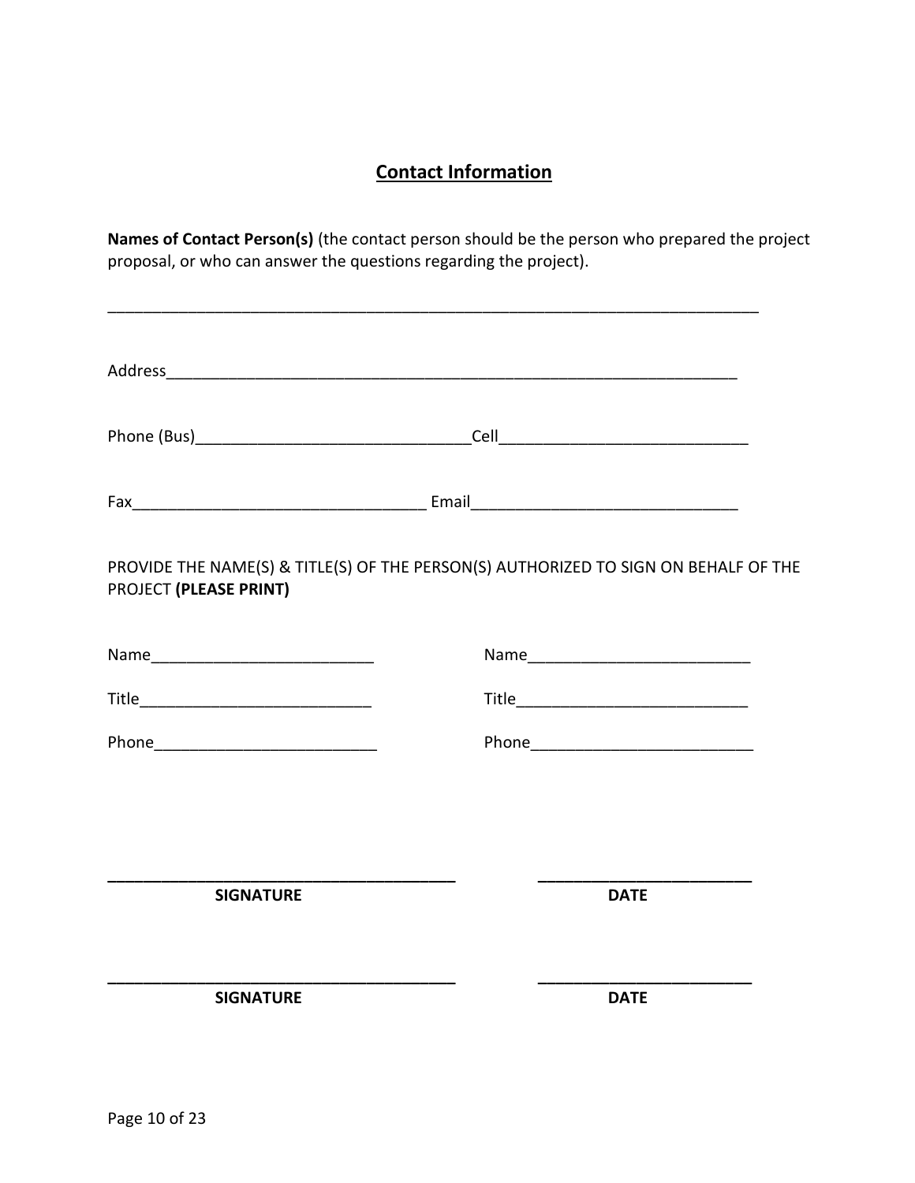## Contact Information

**Names of Contact Person(s)** (the contact person should be the person who prepared the project proposal, or who can answer the questions regarding the project).

_____________________________________________________________________________

Address_____________________________________________________________________

Phone (Bus)_______________________________Cell____________________________

Fax_________________________________ Email______________________________

PROVIDE THE NAME(S) & TITLE(S) OF THE PERSON(S) AUTHORIZED TO SIGN ON BEHALF OF THE PROJECT **(PLEASE PRINT)**

Name_________________________ Name_________________________

Title__________________________ Title__________________________

Phone_________________________ Phone_________________________

________________________________________ ________________________

**SIGNATURE** **DATE**

________________________________________ ________________________

**SIGNATURE** **DATE**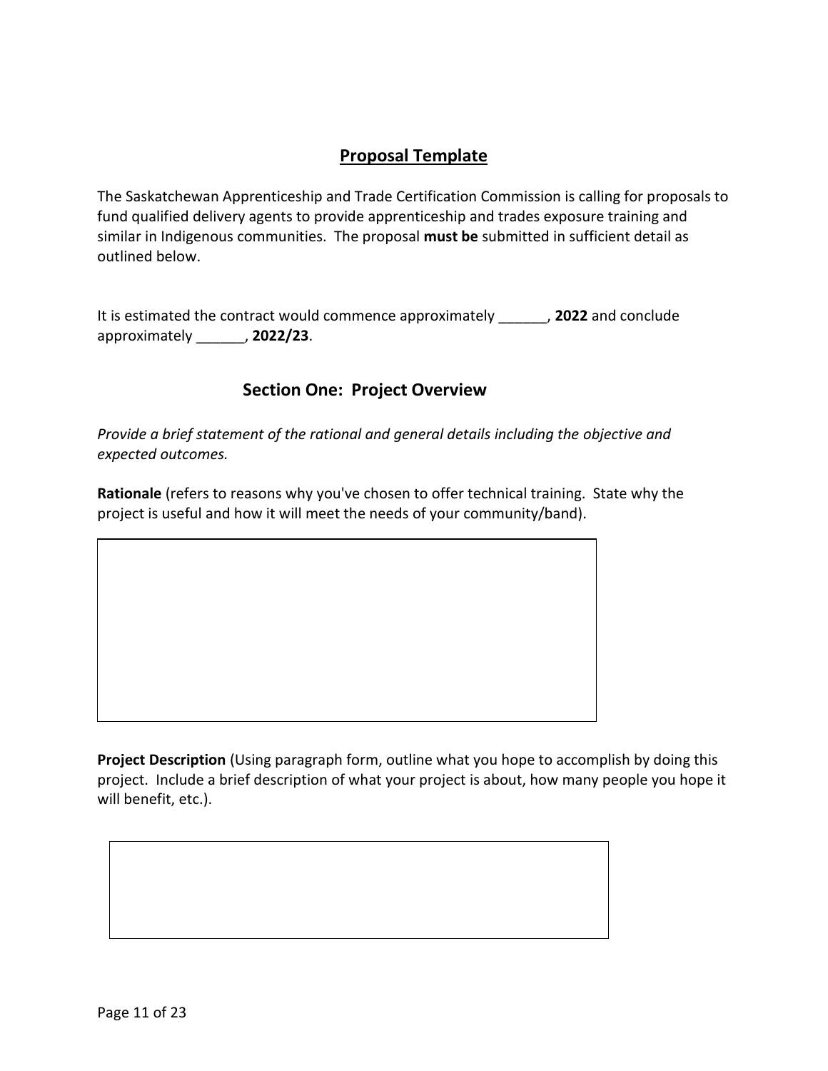## Proposal Template

The Saskatchewan Apprenticeship and Trade Certification Commission is calling for proposals to fund qualified delivery agents to provide apprenticeship and trades exposure training and similar in Indigenous communities. The proposal **must be** submitted in sufficient detail as outlined below.

It is estimated the contract would commence approximately ______, **2022** and conclude approximately ______, **2022/23**.

### Section One: Project Overview

*Provide a brief statement of the rational and general details including the objective and expected outcomes.*

**Rationale** (refers to reasons why you've chosen to offer technical training. State why the project is useful and how it will meet the needs of your community/band).

| |
|---|
| |

**Project Description** (Using paragraph form, outline what you hope to accomplish by doing this project. Include a brief description of what your project is about, how many people you hope it will benefit, etc.).

| |
|---|
| |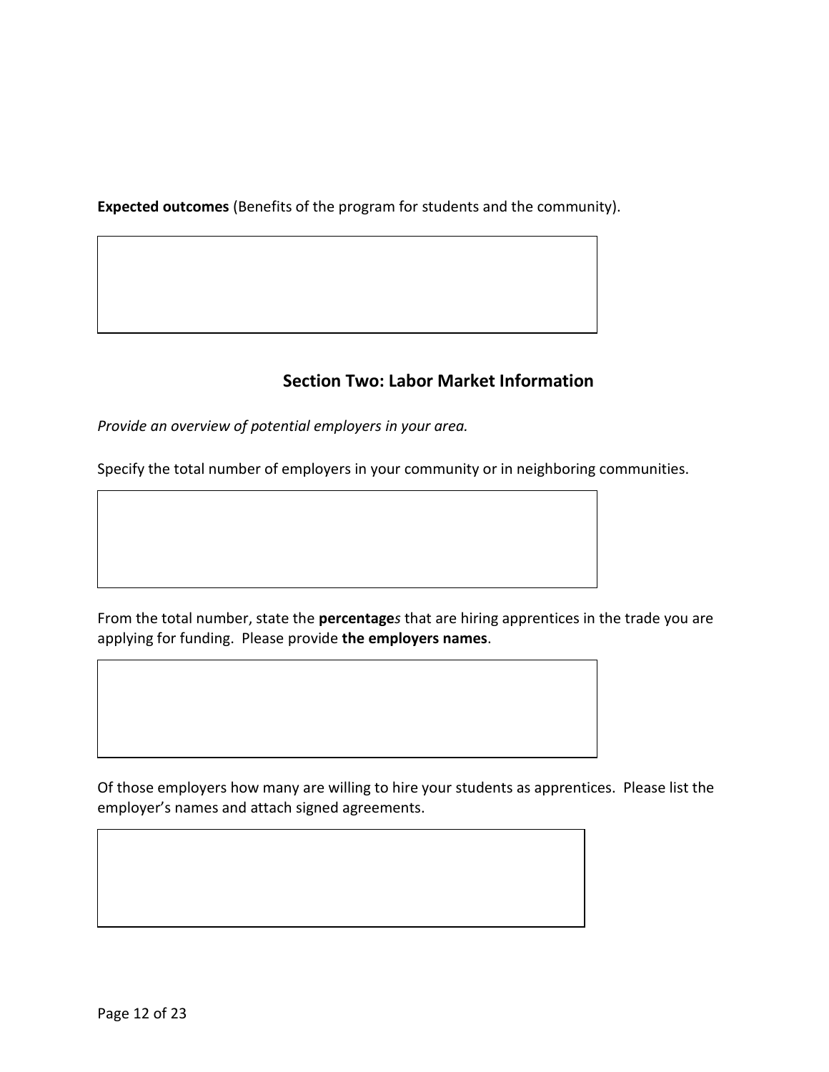**Expected outcomes** (Benefits of the program for students and the community).

## Section Two: Labor Market Information

*Provide an overview of potential employers in your area.*

Specify the total number of employers in your community or in neighboring communities.

From the total number, state the **percentage***s* that are hiring apprentices in the trade you are applying for funding. Please provide **the employers names**.

Of those employers how many are willing to hire your students as apprentices. Please list the employer's names and attach signed agreements.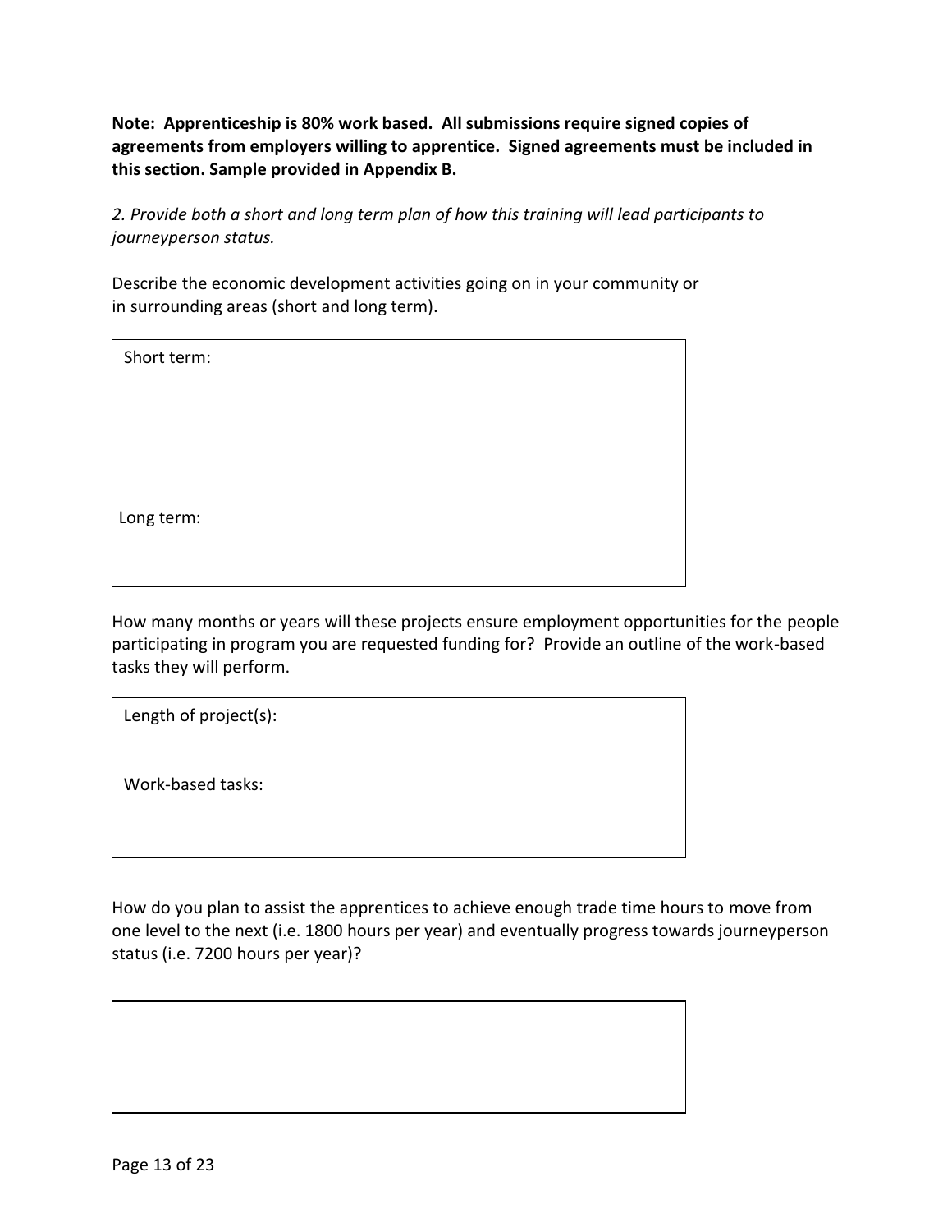**Note: Apprenticeship is 80% work based. All submissions require signed copies of agreements from employers willing to apprentice. Signed agreements must be included in this section. Sample provided in Appendix B.**

*2. Provide both a short and long term plan of how this training will lead participants to journeyperson status.*

Describe the economic development activities going on in your community or in surrounding areas (short and long term).

| Short term:<br><br><br><br><br>Long term: |
| --- |

How many months or years will these projects ensure employment opportunities for the people participating in program you are requested funding for? Provide an outline of the work-based tasks they will perform.

| Length of project(s):<br><br>Work-based tasks: |
| --- |

How do you plan to assist the apprentices to achieve enough trade time hours to move from one level to the next (i.e. 1800 hours per year) and eventually progress towards journeyperson status (i.e. 7200 hours per year)?

| |
| --- |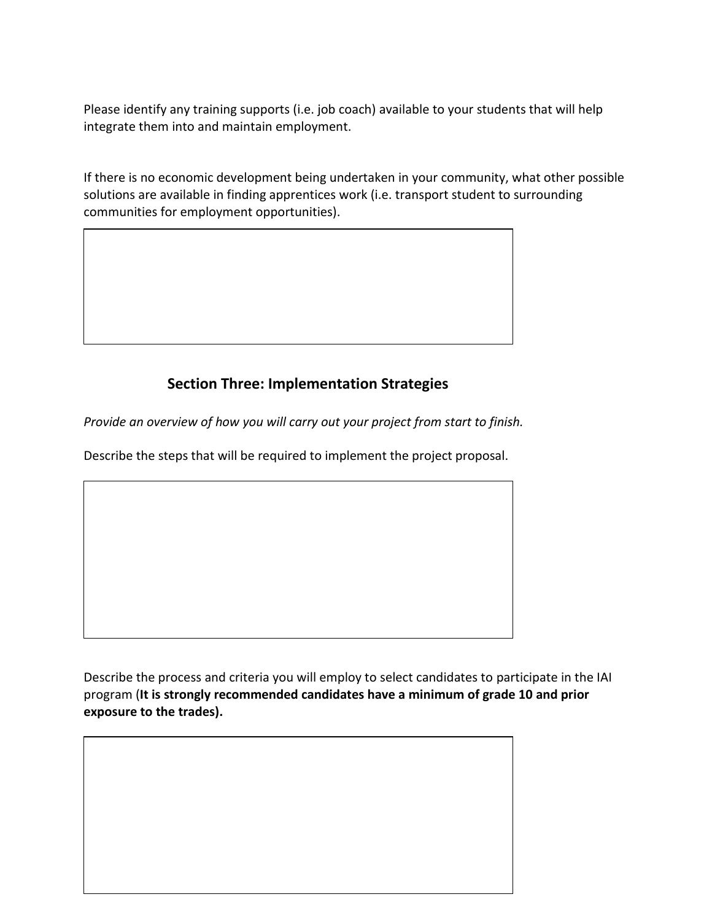Please identify any training supports (i.e. job coach) available to your students that will help integrate them into and maintain employment.

If there is no economic development being undertaken in your community, what other possible solutions are available in finding apprentices work (i.e. transport student to surrounding communities for employment opportunities).

## Section Three: Implementation Strategies

*Provide an overview of how you will carry out your project from start to finish.*

Describe the steps that will be required to implement the project proposal.

Describe the process and criteria you will employ to select candidates to participate in the IAI program (**It is strongly recommended candidates have a minimum of grade 10 and prior exposure to the trades).**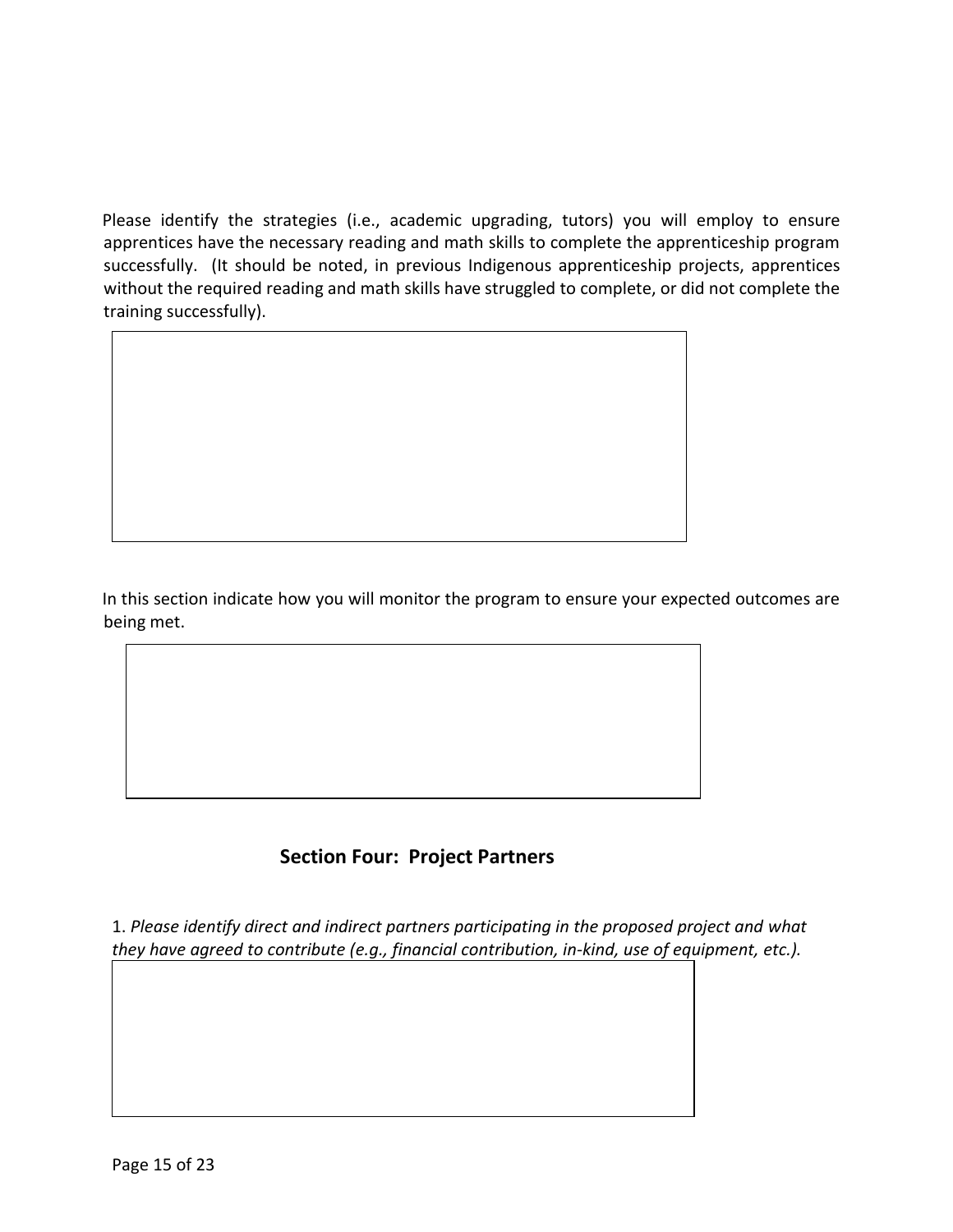Please identify the strategies (i.e., academic upgrading, tutors) you will employ to ensure apprentices have the necessary reading and math skills to complete the apprenticeship program successfully. (It should be noted, in previous Indigenous apprenticeship projects, apprentices without the required reading and math skills have struggled to complete, or did not complete the training successfully).

In this section indicate how you will monitor the program to ensure your expected outcomes are being met.

## Section Four: Project Partners

1. *Please identify direct and indirect partners participating in the proposed project and what they have agreed to contribute (e.g., financial contribution, in-kind, use of equipment, etc.).*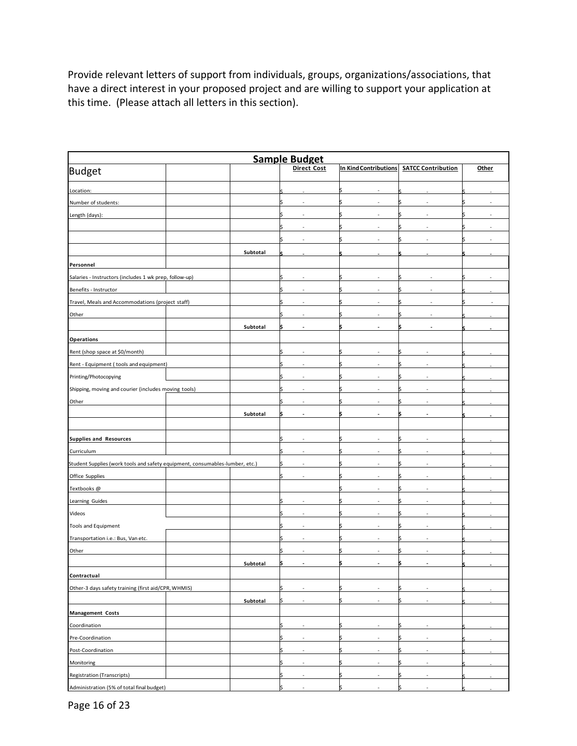Provide relevant letters of support from individuals, groups, organizations/associations, that have a direct interest in your proposed project and are willing to support your application at this time. (Please attach all letters in this section).

| Sample Budget | | | | | | |
|---|---|---|---|---|---|---|
| Budget | | | Direct Cost | In Kind Contributions | SATCC Contribution | Other |
| Location: | | | $ - | $ - | $ - | $ - |
| Number of students: | | | $ - | $ - | $ - | $ - |
| Length (days): | | | $ - | $ - | $ - | $ - |
| | | | $ - | $ - | $ - | $ - |
| | | | $ - | $ - | $ - | $ - |
| | | Subtotal | $ - | $ - | $ - | $ - |
| **Personnel** | | | | | | |
| Salaries - Instructors (includes 1 wk prep, follow-up) | | | $ - | $ - | $ - | $ - |
| Benefits - Instructor | | | $ - | $ - | $ - | $ - |
| Travel, Meals and Accommodations (project staff) | | | $ - | $ - | $ - | $ - |
| Other | | | $ - | $ - | $ - | $ - |
| | | Subtotal | $ - | $ - | $ - | $ - |
| **Operations** | | | | | | |
| Rent (shop space at $0/month) | | | $ - | $ - | $ - | $ - |
| Rent - Equipment ( tools and equipment) | | | $ - | $ - | $ - | $ - |
| Printing/Photocopying | | | $ - | $ - | $ - | $ - |
| Shipping, moving and courier (includes moving tools) | | | $ - | $ - | $ - | $ - |
| Other | | | $ - | $ - | $ - | $ - |
| | | Subtotal | $ - | $ - | $ - | $ - |
| | | | | | | |
| **Supplies and Resources** | | | $ - | $ - | $ - | $ - |
| Curriculum | | | $ - | $ - | $ - | $ - |
| Student Supplies (work tools and safety equipment, consumables-lumber, etc.) | | | $ - | $ - | $ - | $ - |
| Office Supplies | | | $ - | $ - | $ - | $ - |
| Textbooks @ | | | | $ - | $ - | $ - |
| Learning Guides | | | $ - | $ - | $ - | $ - |
| Videos | | | $ - | $ - | $ - | $ - |
| Tools and Equipment | | | $ - | $ - | $ - | $ - |
| Transportation i.e.: Bus, Van etc. | | | $ - | $ - | $ - | $ - |
| Other | | | $ - | $ - | $ - | $ - |
| | | Subtotal | $ - | $ - | $ - | $ - |
| **Contractual** | | | | | | |
| Other-3 days safety training (first aid/CPR, WHMIS) | | | $ - | $ - | $ - | $ - |
| | | Subtotal | $ - | $ - | $ - | $ - |
| **Management Costs** | | | | | | |
| Coordination | | | $ - | $ - | $ - | $ - |
| Pre-Coordination | | | $ - | $ - | $ - | $ - |
| Post-Coordination | | | $ - | $ - | $ - | $ - |
| Monitoring | | | $ - | $ - | $ - | $ - |
| Registration (Transcripts) | | | $ - | $ - | $ - | $ - |
| Administration (5% of total final budget) | | | $ - | $ - | $ - | $ - |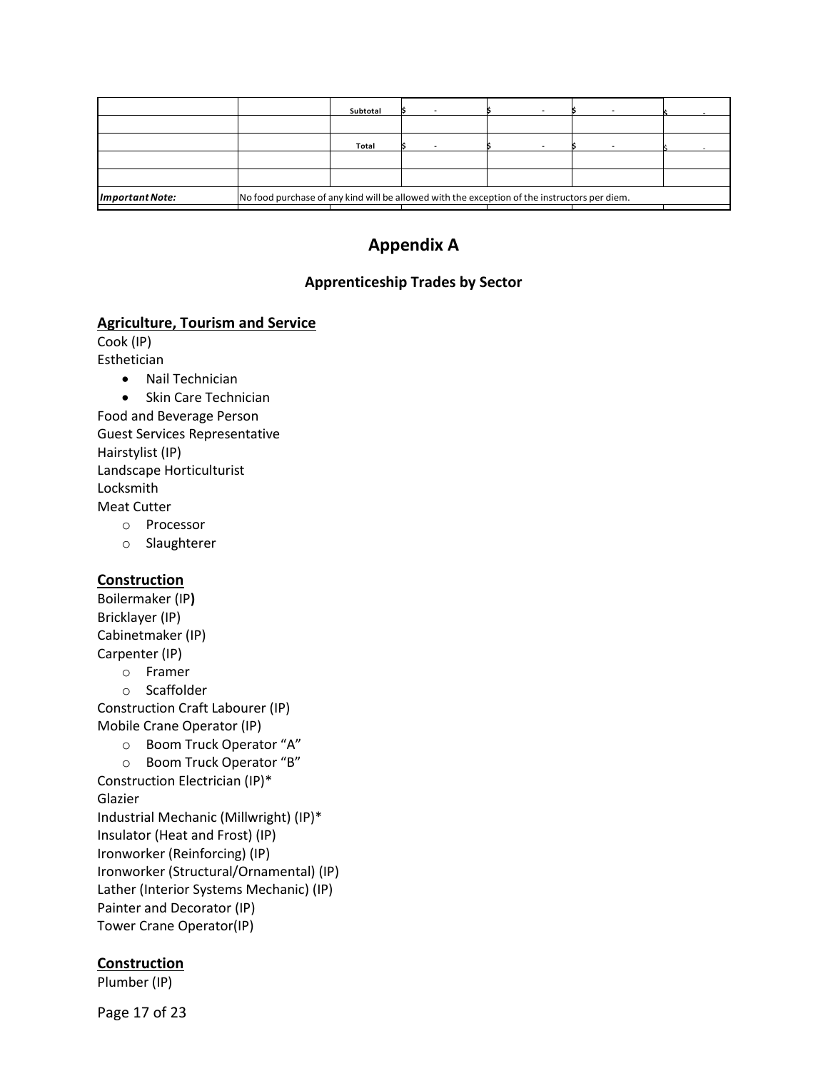| | | | | | | |
|---|---|---|---|---|---|---|
| | | Subtotal | $ - | $ - | $ - | $ - |
| | | | | | | |
| | | Total | $ - | $ - | $ - | $ - |
| | | | | | | |
| | | | | | | |
| ***Important Note:*** | No food purchase of any kind will be allowed with the exception of the instructors per diem. | | | | | |

# Appendix A

## Apprenticeship Trades by Sector

**Agriculture, Tourism and Service**

Cook (IP)
Esthetician

- Nail Technician
- Skin Care Technician

Food and Beverage Person
Guest Services Representative
Hairstylist (IP)
Landscape Horticulturist
Locksmith
Meat Cutter

- Processor
- Slaughterer

**Construction**

Boilermaker (IP**)**
Bricklayer (IP)
Cabinetmaker (IP)
Carpenter (IP)

- Framer
- Scaffolder

Construction Craft Labourer (IP)
Mobile Crane Operator (IP)

- Boom Truck Operator "A"
- Boom Truck Operator "B"

Construction Electrician (IP)*
Glazier
Industrial Mechanic (Millwright) (IP)*
Insulator (Heat and Frost) (IP)
Ironworker (Reinforcing) (IP)
Ironworker (Structural/Ornamental) (IP)
Lather (Interior Systems Mechanic) (IP)
Painter and Decorator (IP)
Tower Crane Operator(IP)

**Construction**

Plumber (IP)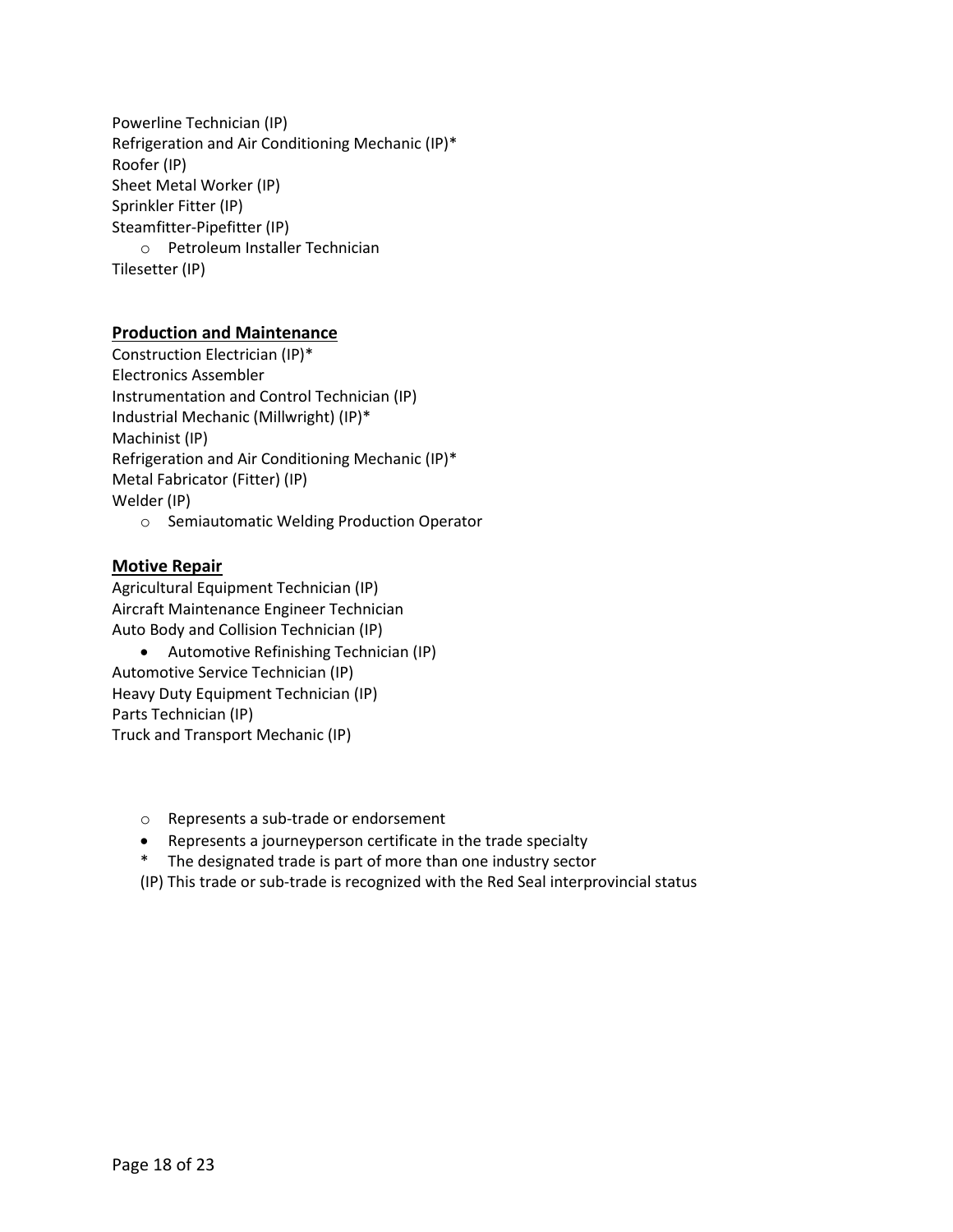Powerline Technician (IP)
Refrigeration and Air Conditioning Mechanic (IP)*
Roofer (IP)
Sheet Metal Worker (IP)
Sprinkler Fitter (IP)
Steamfitter-Pipefitter (IP)

- o Petroleum Installer Technician

Tilesetter (IP)

## Production and Maintenance

Construction Electrician (IP)*
Electronics Assembler
Instrumentation and Control Technician (IP)
Industrial Mechanic (Millwright) (IP)*
Machinist (IP)
Refrigeration and Air Conditioning Mechanic (IP)*
Metal Fabricator (Fitter) (IP)
Welder (IP)

- o Semiautomatic Welding Production Operator

## Motive Repair

Agricultural Equipment Technician (IP)
Aircraft Maintenance Engineer Technician
Auto Body and Collision Technician (IP)

- • Automotive Refinishing Technician (IP)

Automotive Service Technician (IP)
Heavy Duty Equipment Technician (IP)
Parts Technician (IP)
Truck and Transport Mechanic (IP)

- o Represents a sub-trade or endorsement
- • Represents a journeyperson certificate in the trade specialty
- \* The designated trade is part of more than one industry sector
- (IP) This trade or sub-trade is recognized with the Red Seal interprovincial status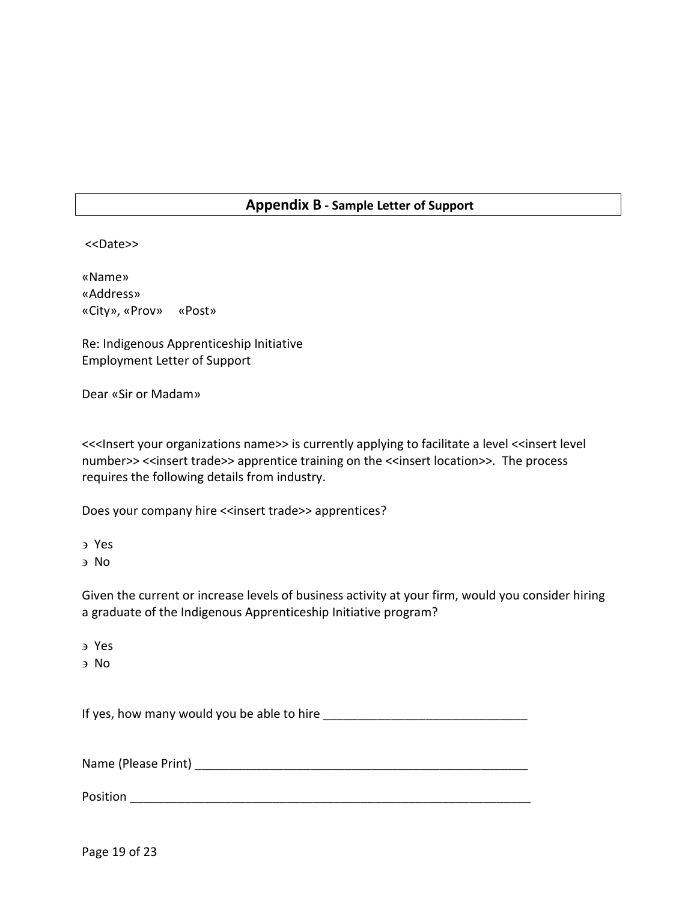## **Appendix B** - Sample Letter of Support

<<Date>>

«Name»
«Address»
«City», «Prov»   «Post»

Re: Indigenous Apprenticeship Initiative
Employment Letter of Support

Dear «Sir or Madam»

<<<Insert your organizations name>> is currently applying to facilitate a level <<insert level number>> <<insert trade>> apprentice training on the <<insert location>>. The process requires the following details from industry.

Does your company hire <<insert trade>> apprentices?

- Yes
- No

Given the current or increase levels of business activity at your firm, would you consider hiring a graduate of the Indigenous Apprenticeship Initiative program?

- Yes
- No

If yes, how many would you be able to hire _______________________________

Name (Please Print) ___________________________________________________

Position ____________________________________________________________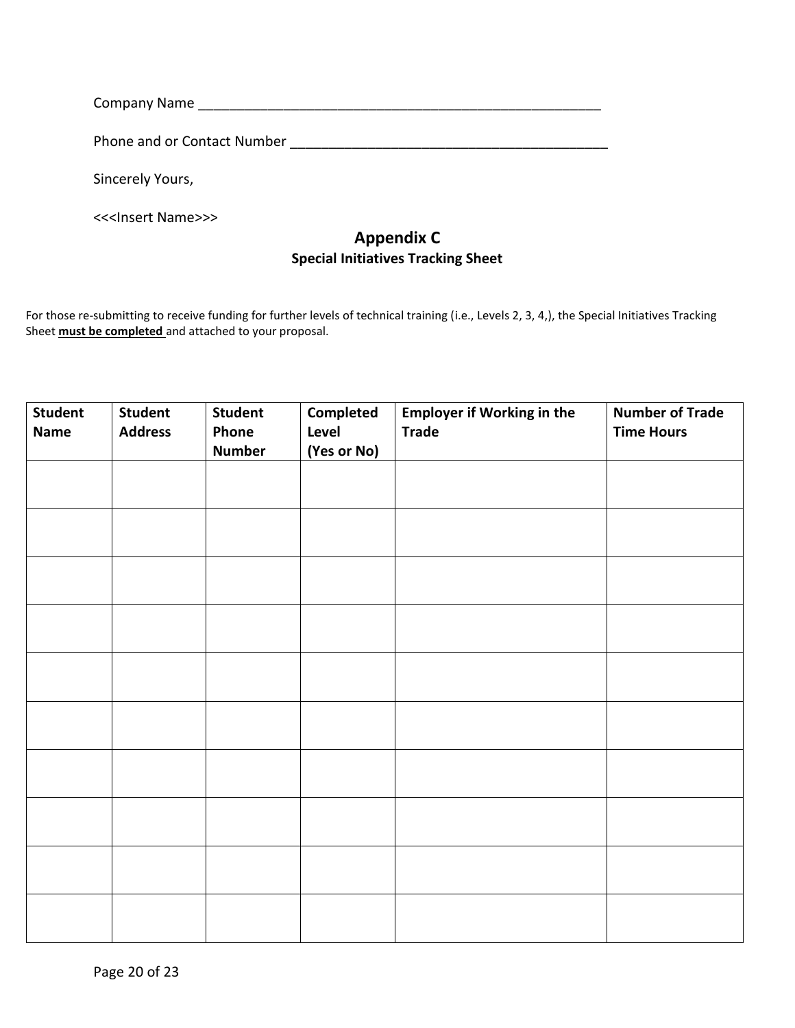Company Name ______________________________________________________

Phone and or Contact Number ________________________________________

Sincerely Yours,

<<<Insert Name>>>

## Appendix C

### Special Initiatives Tracking Sheet

For those re-submitting to receive funding for further levels of technical training (i.e., Levels 2, 3, 4,), the Special Initiatives Tracking Sheet **must be completed** and attached to your proposal.

| Student Name | Student Address | Student Phone Number | Completed Level (Yes or No) | Employer if Working in the Trade | Number of Trade Time Hours |
|---|---|---|---|---|---|
| | | | | | |
| | | | | | |
| | | | | | |
| | | | | | |
| | | | | | |
| | | | | | |
| | | | | | |
| | | | | | |
| | | | | | |
| | | | | | |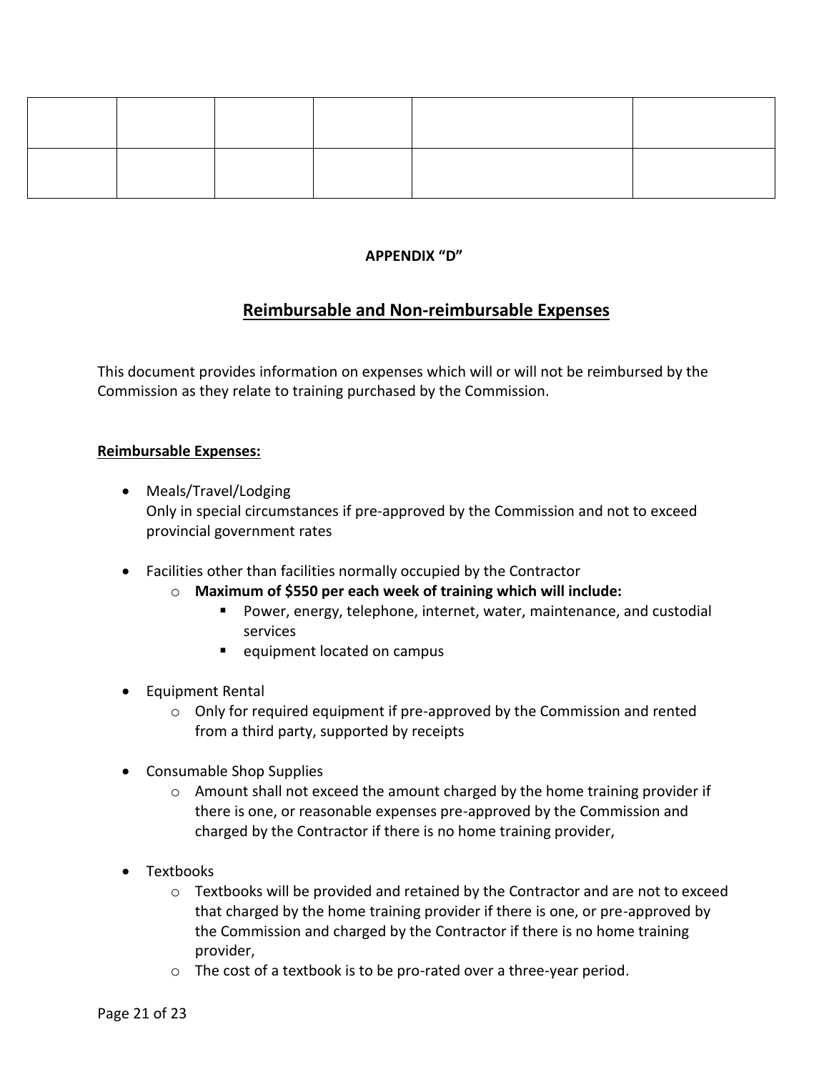| | | | | | |
|---|---|---|---|---|---|
| | | | | | |

**APPENDIX "D"**

## Reimbursable and Non-reimbursable Expenses

This document provides information on expenses which will or will not be reimbursed by the Commission as they relate to training purchased by the Commission.

**Reimbursable Expenses:**

- Meals/Travel/Lodging
  Only in special circumstances if pre-approved by the Commission and not to exceed provincial government rates

- Facilities other than facilities normally occupied by the Contractor
  - **Maximum of $550 per each week of training which will include:**
    - Power, energy, telephone, internet, water, maintenance, and custodial services
    - equipment located on campus

- Equipment Rental
  - Only for required equipment if pre-approved by the Commission and rented from a third party, supported by receipts

- Consumable Shop Supplies
  - Amount shall not exceed the amount charged by the home training provider if there is one, or reasonable expenses pre-approved by the Commission and charged by the Contractor if there is no home training provider,

- Textbooks
  - Textbooks will be provided and retained by the Contractor and are not to exceed that charged by the home training provider if there is one, or pre-approved by the Commission and charged by the Contractor if there is no home training provider,
  - The cost of a textbook is to be pro-rated over a three-year period.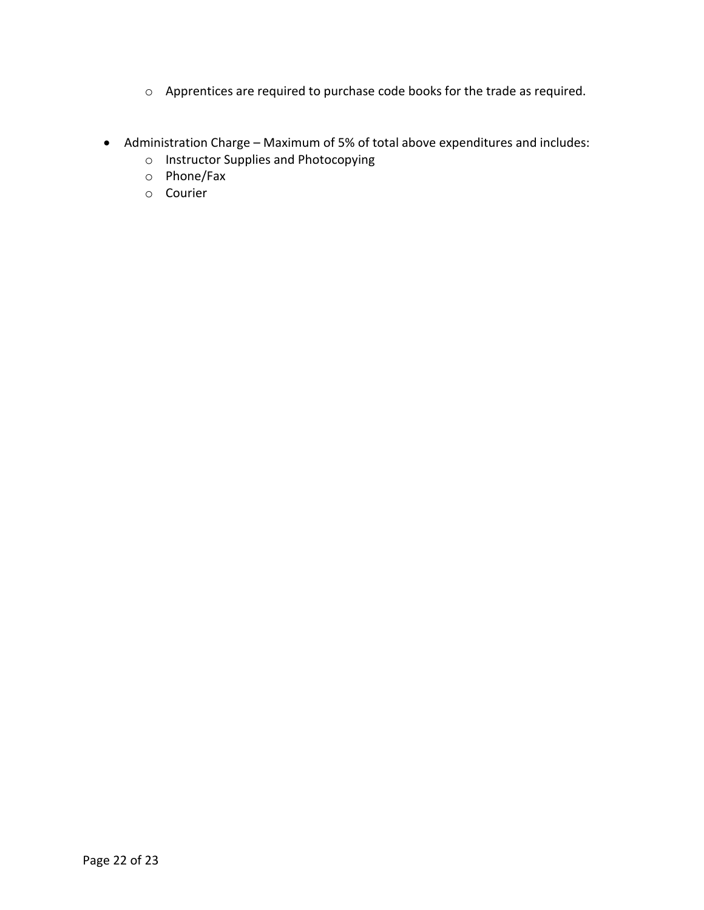- Apprentices are required to purchase code books for the trade as required.

- Administration Charge – Maximum of 5% of total above expenditures and includes:
  - Instructor Supplies and Photocopying
  - Phone/Fax
  - Courier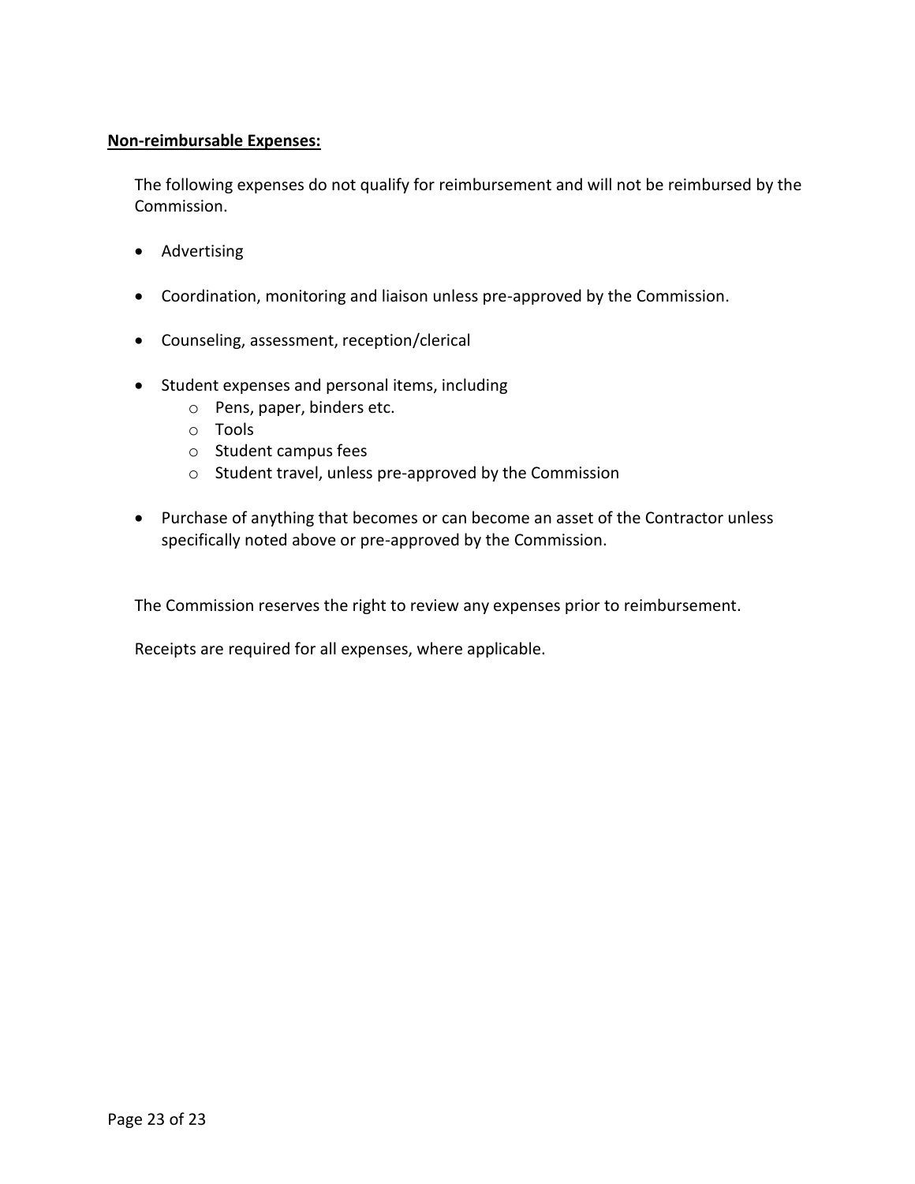**<u>Non-reimbursable Expenses:</u>**

The following expenses do not qualify for reimbursement and will not be reimbursed by the Commission.

- Advertising
- Coordination, monitoring and liaison unless pre-approved by the Commission.
- Counseling, assessment, reception/clerical
- Student expenses and personal items, including
  - Pens, paper, binders etc.
  - Tools
  - Student campus fees
  - Student travel, unless pre-approved by the Commission
- Purchase of anything that becomes or can become an asset of the Contractor unless specifically noted above or pre-approved by the Commission.

The Commission reserves the right to review any expenses prior to reimbursement.

Receipts are required for all expenses, where applicable.